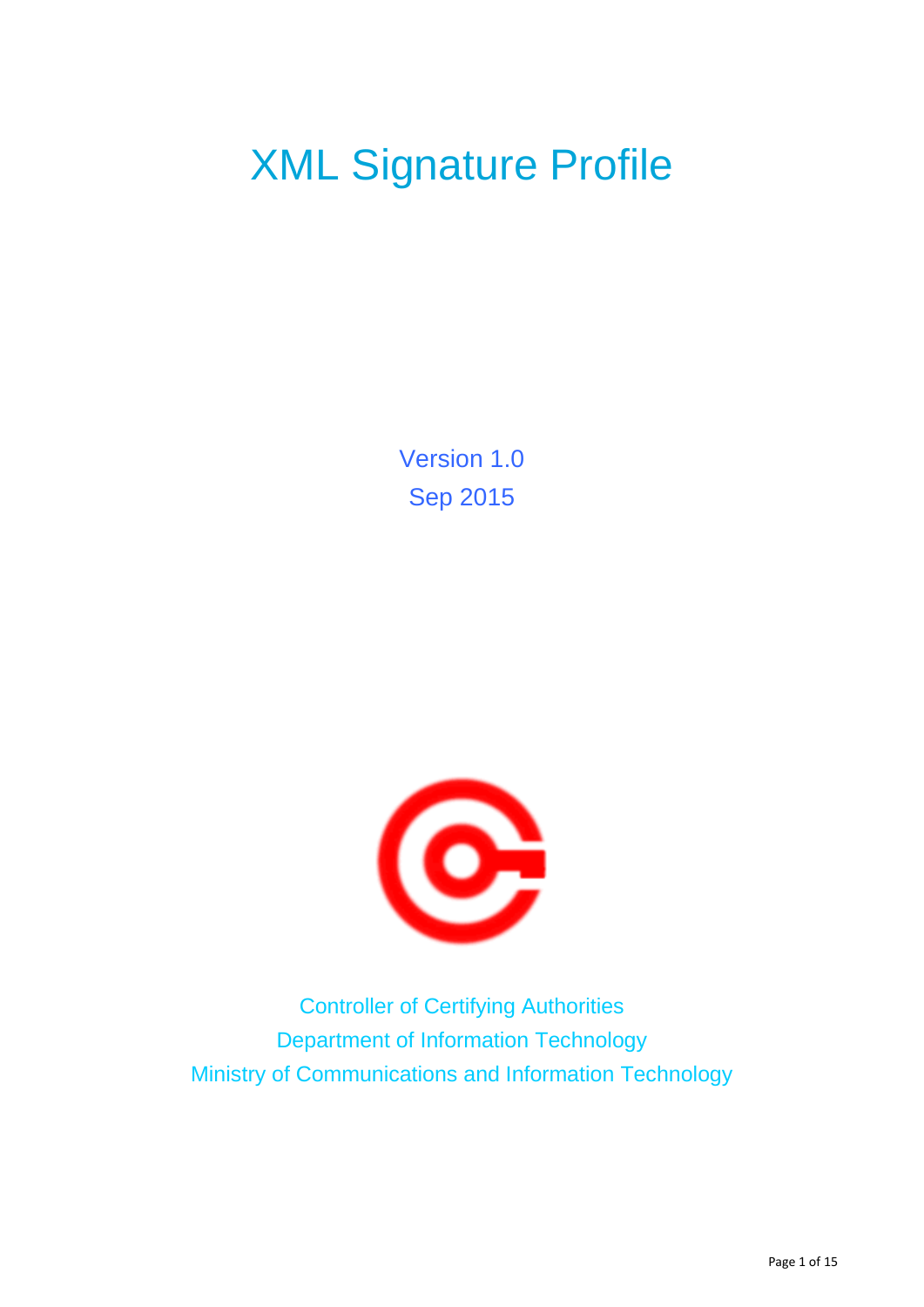# XML Signature Profile

Version 1.0

Sep 2015

Controller of Certifying Authorities

Department of Information Technology

Ministry of Communications and Information Technology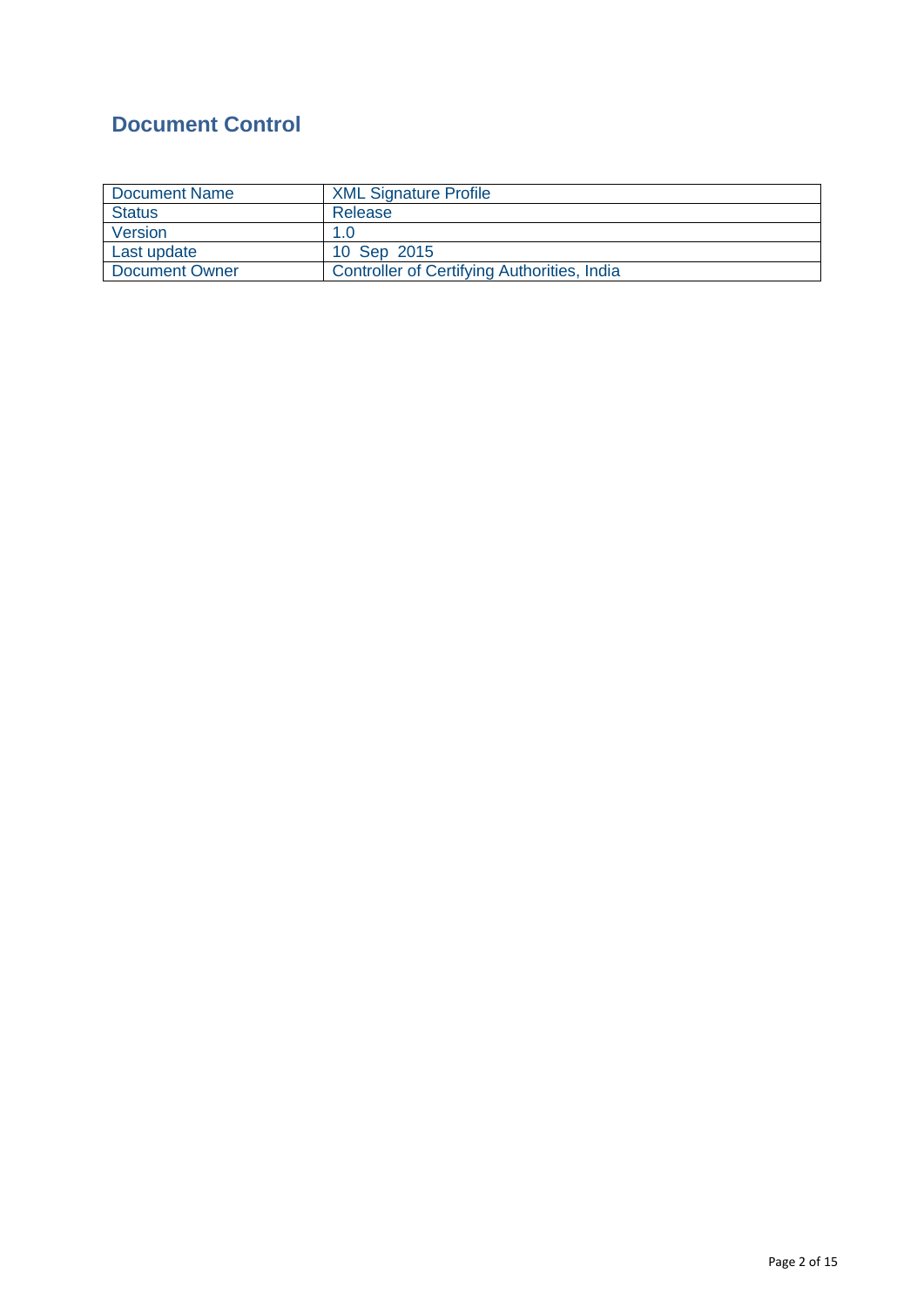# Document Control

| Document Name | XML Signature Profile |
|---|---|
| Status | Release |
| Version | 1.0 |
| Last update | 10 Sep 2015 |
| Document Owner | Controller of Certifying Authorities, India |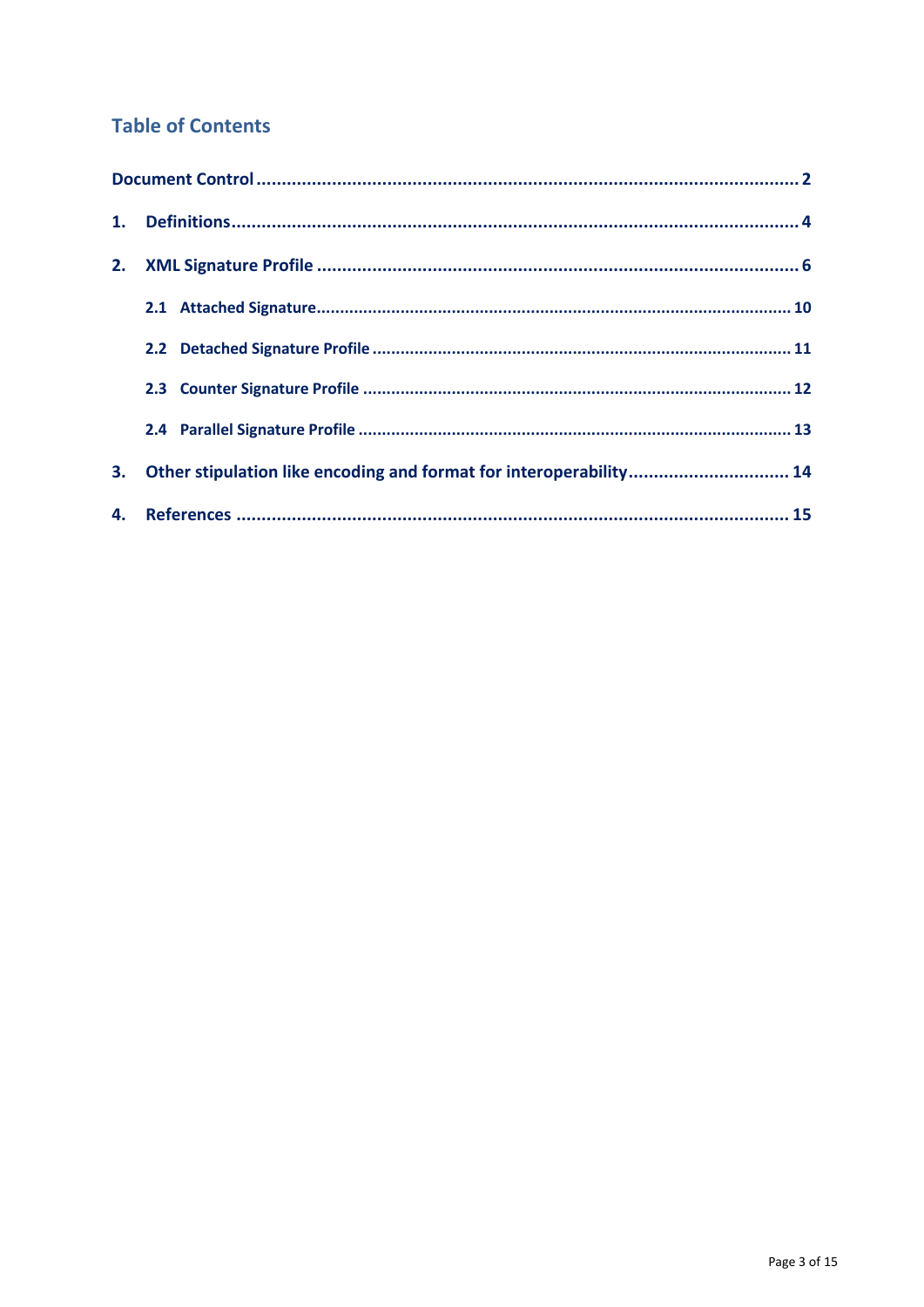## Table of Contents

Document Control ..... 2

1. Definitions ..... 4

2. XML Signature Profile ..... 6

   2.1 Attached Signature ..... 10

   2.2 Detached Signature Profile ..... 11

   2.3 Counter Signature Profile ..... 12

   2.4 Parallel Signature Profile ..... 13

3. Other stipulation like encoding and format for interoperability ..... 14

4. References ..... 15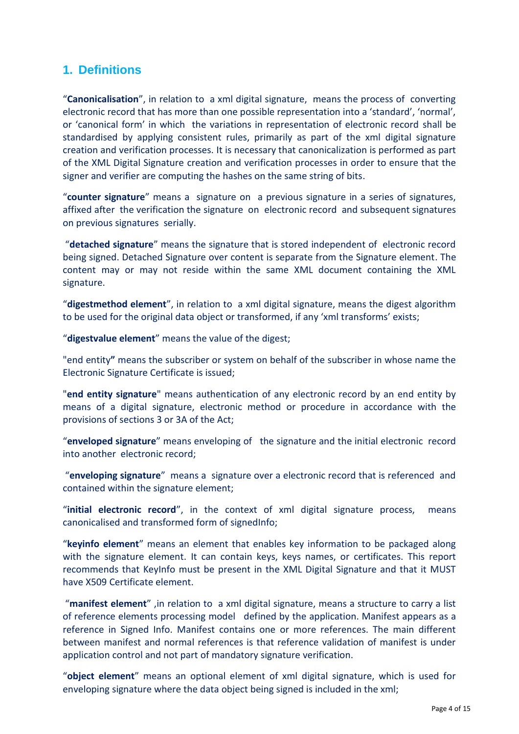## 1. Definitions

"**Canonicalisation**", in relation to a xml digital signature, means the process of converting electronic record that has more than one possible representation into a 'standard', 'normal', or 'canonical form' in which the variations in representation of electronic record shall be standardised by applying consistent rules, primarily as part of the xml digital signature creation and verification processes. It is necessary that canonicalization is performed as part of the XML Digital Signature creation and verification processes in order to ensure that the signer and verifier are computing the hashes on the same string of bits.

"**counter signature**" means a signature on a previous signature in a series of signatures, affixed after the verification the signature on electronic record and subsequent signatures on previous signatures serially.

"**detached signature**" means the signature that is stored independent of electronic record being signed. Detached Signature over content is separate from the Signature element. The content may or may not reside within the same XML document containing the XML signature.

"**digestmethod element**", in relation to a xml digital signature, means the digest algorithm to be used for the original data object or transformed, if any 'xml transforms' exists;

"**digestvalue element**" means the value of the digest;

"end entity**"** means the subscriber or system on behalf of the subscriber in whose name the Electronic Signature Certificate is issued;

"**end entity signature**" means authentication of any electronic record by an end entity by means of a digital signature, electronic method or procedure in accordance with the provisions of sections 3 or 3A of the Act;

"**enveloped signature**" means enveloping of the signature and the initial electronic record into another electronic record;

"**enveloping signature**" means a signature over a electronic record that is referenced and contained within the signature element;

"**initial electronic record**", in the context of xml digital signature process, means canonicalised and transformed form of signedInfo;

"**keyinfo element**" means an element that enables key information to be packaged along with the signature element. It can contain keys, keys names, or certificates. This report recommends that KeyInfo must be present in the XML Digital Signature and that it MUST have X509 Certificate element.

"**manifest element**" ,in relation to a xml digital signature, means a structure to carry a list of reference elements processing model defined by the application. Manifest appears as a reference in Signed Info. Manifest contains one or more references. The main different between manifest and normal references is that reference validation of manifest is under application control and not part of mandatory signature verification.

"**object element**" means an optional element of xml digital signature, which is used for enveloping signature where the data object being signed is included in the xml;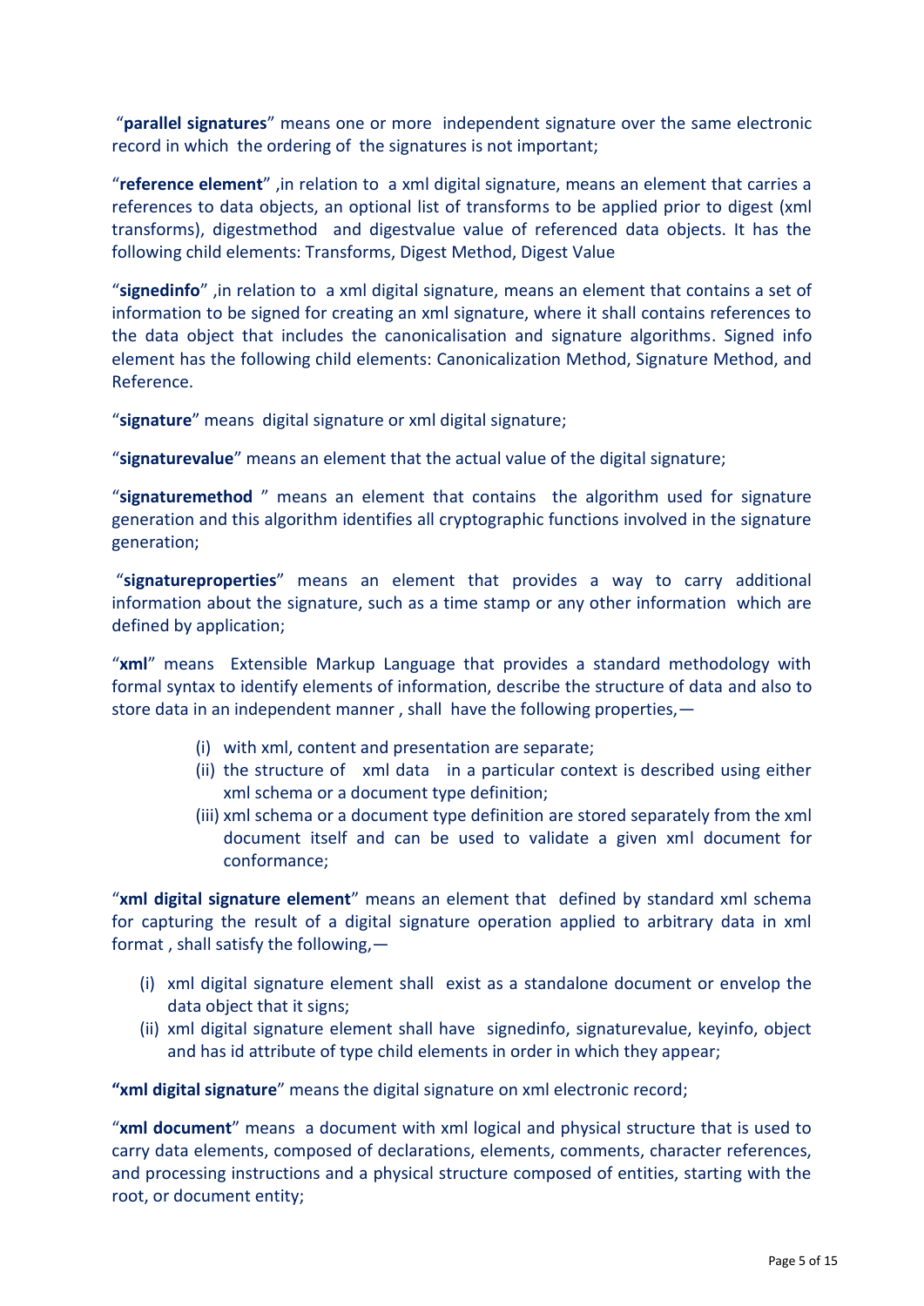"**parallel signatures**" means one or more independent signature over the same electronic record in which the ordering of the signatures is not important;

"**reference element**" ,in relation to a xml digital signature, means an element that carries a references to data objects, an optional list of transforms to be applied prior to digest (xml transforms), digestmethod and digestvalue value of referenced data objects. It has the following child elements: Transforms, Digest Method, Digest Value

"**signedinfo**" ,in relation to a xml digital signature, means an element that contains a set of information to be signed for creating an xml signature, where it shall contains references to the data object that includes the canonicalisation and signature algorithms. Signed info element has the following child elements: Canonicalization Method, Signature Method, and Reference.

"**signature**" means digital signature or xml digital signature;

"**signaturevalue**" means an element that the actual value of the digital signature;

"**signaturemethod** " means an element that contains the algorithm used for signature generation and this algorithm identifies all cryptographic functions involved in the signature generation;

"**signatureproperties**" means an element that provides a way to carry additional information about the signature, such as a time stamp or any other information which are defined by application;

"**xml**" means Extensible Markup Language that provides a standard methodology with formal syntax to identify elements of information, describe the structure of data and also to store data in an independent manner , shall have the following properties,—

- (i) with xml, content and presentation are separate;
- (ii) the structure of xml data in a particular context is described using either xml schema or a document type definition;
- (iii) xml schema or a document type definition are stored separately from the xml document itself and can be used to validate a given xml document for conformance;

"**xml digital signature element**" means an element that defined by standard xml schema for capturing the result of a digital signature operation applied to arbitrary data in xml format , shall satisfy the following,—

- (i) xml digital signature element shall exist as a standalone document or envelop the data object that it signs;
- (ii) xml digital signature element shall have signedinfo, signaturevalue, keyinfo, object and has id attribute of type child elements in order in which they appear;

**"xml digital signature**" means the digital signature on xml electronic record;

"**xml document**" means a document with xml logical and physical structure that is used to carry data elements, composed of declarations, elements, comments, character references, and processing instructions and a physical structure composed of entities, starting with the root, or document entity;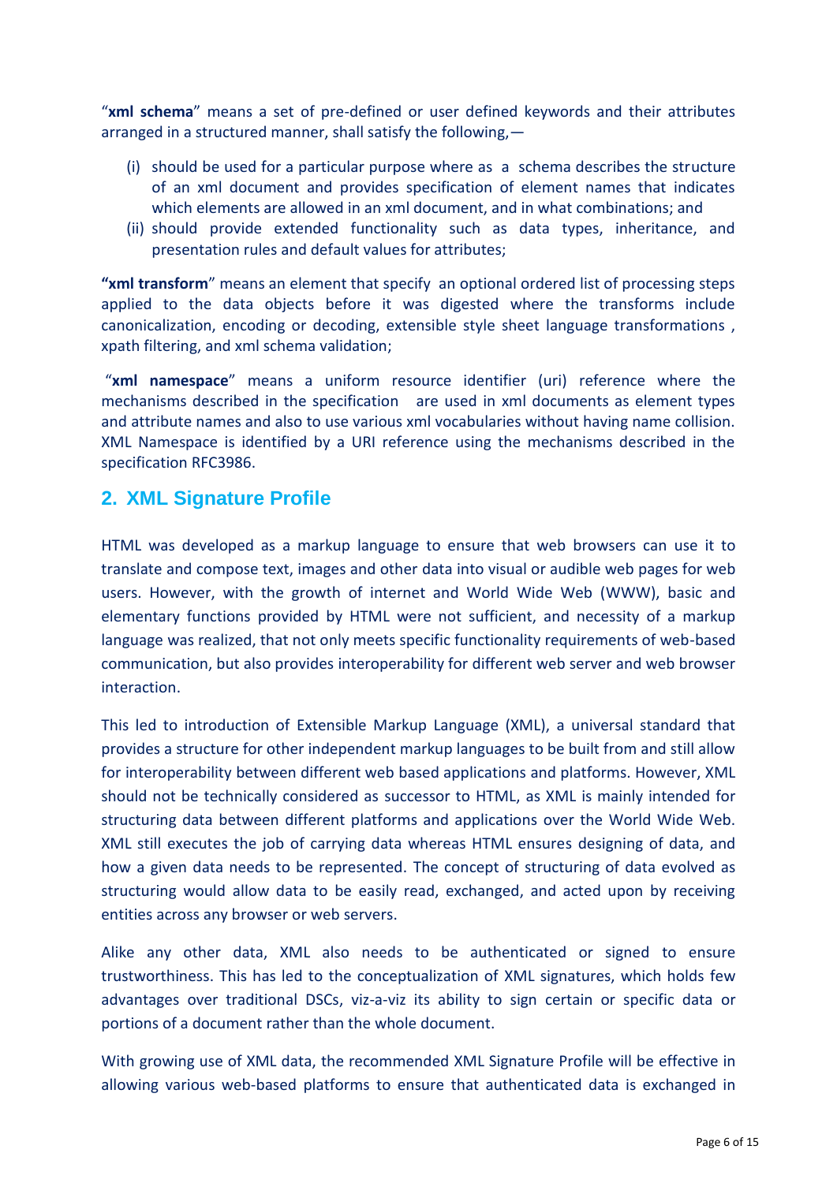"**xml schema**" means a set of pre-defined or user defined keywords and their attributes arranged in a structured manner, shall satisfy the following,—

(i) should be used for a particular purpose where as a schema describes the structure of an xml document and provides specification of element names that indicates which elements are allowed in an xml document, and in what combinations; and
(ii) should provide extended functionality such as data types, inheritance, and presentation rules and default values for attributes;

**"xml transform**" means an element that specify an optional ordered list of processing steps applied to the data objects before it was digested where the transforms include canonicalization, encoding or decoding, extensible style sheet language transformations , xpath filtering, and xml schema validation;

"**xml namespace**" means a uniform resource identifier (uri) reference where the mechanisms described in the specification are used in xml documents as element types and attribute names and also to use various xml vocabularies without having name collision. XML Namespace is identified by a URI reference using the mechanisms described in the specification RFC3986.

## 2. XML Signature Profile

HTML was developed as a markup language to ensure that web browsers can use it to translate and compose text, images and other data into visual or audible web pages for web users. However, with the growth of internet and World Wide Web (WWW), basic and elementary functions provided by HTML were not sufficient, and necessity of a markup language was realized, that not only meets specific functionality requirements of web-based communication, but also provides interoperability for different web server and web browser interaction.

This led to introduction of Extensible Markup Language (XML), a universal standard that provides a structure for other independent markup languages to be built from and still allow for interoperability between different web based applications and platforms. However, XML should not be technically considered as successor to HTML, as XML is mainly intended for structuring data between different platforms and applications over the World Wide Web. XML still executes the job of carrying data whereas HTML ensures designing of data, and how a given data needs to be represented. The concept of structuring of data evolved as structuring would allow data to be easily read, exchanged, and acted upon by receiving entities across any browser or web servers.

Alike any other data, XML also needs to be authenticated or signed to ensure trustworthiness. This has led to the conceptualization of XML signatures, which holds few advantages over traditional DSCs, viz-a-viz its ability to sign certain or specific data or portions of a document rather than the whole document.

With growing use of XML data, the recommended XML Signature Profile will be effective in allowing various web-based platforms to ensure that authenticated data is exchanged in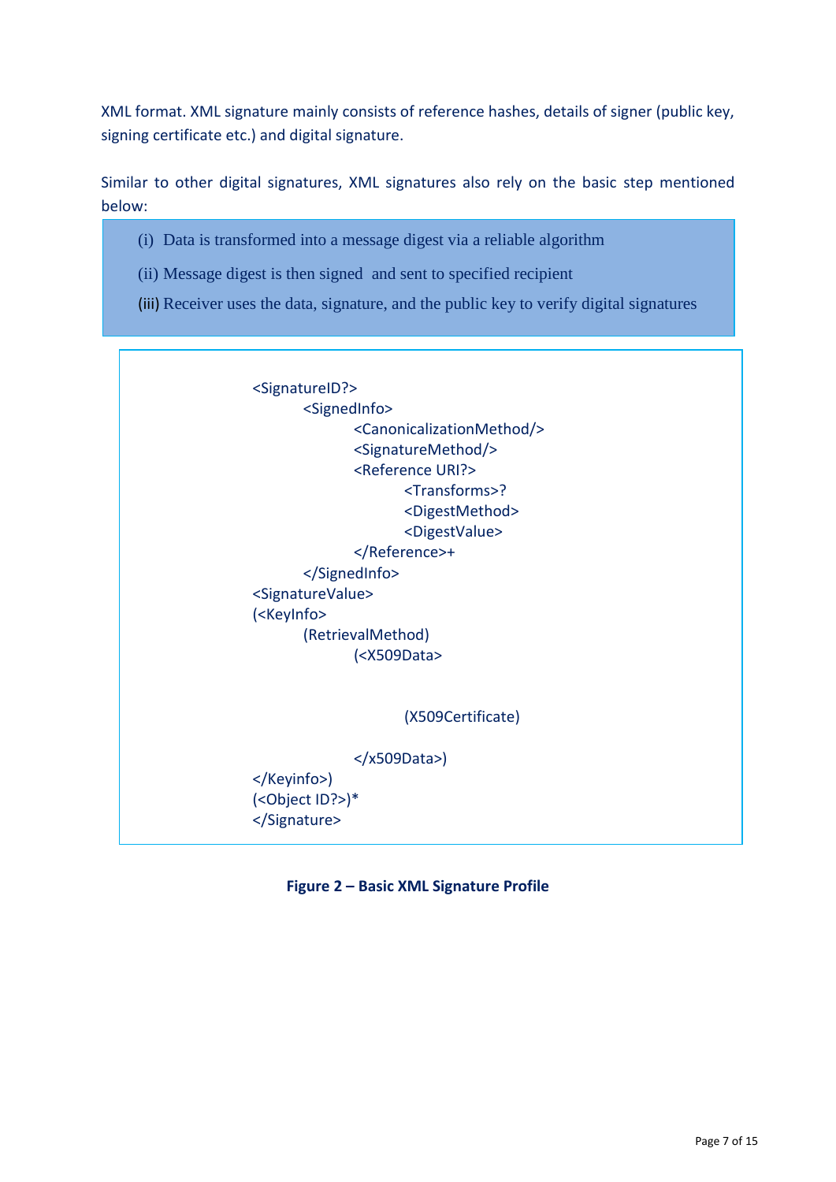XML format. XML signature mainly consists of reference hashes, details of signer (public key, signing certificate etc.) and digital signature.

Similar to other digital signatures, XML signatures also rely on the basic step mentioned below:

> (i) Data is transformed into a message digest via a reliable algorithm
>
> (ii) Message digest is then signed and sent to specified recipient
>
> (iii) Receiver uses the data, signature, and the public key to verify digital signatures

```
<SignatureID?>
        <SignedInfo>
                <CanonicalizationMethod/>
                <SignatureMethod/>
                <Reference URI?>
                        <Transforms>?
                        <DigestMethod>
                        <DigestValue>
                </Reference>+
        </SignedInfo>
<SignatureValue>
(<KeyInfo>
        (RetrievalMethod)
                (<X509Data>


                        (X509Certificate)

                </x509Data>)
</Keyinfo>)
(<Object ID?>)*
</Signature>
```

**Figure 2 – Basic XML Signature Profile**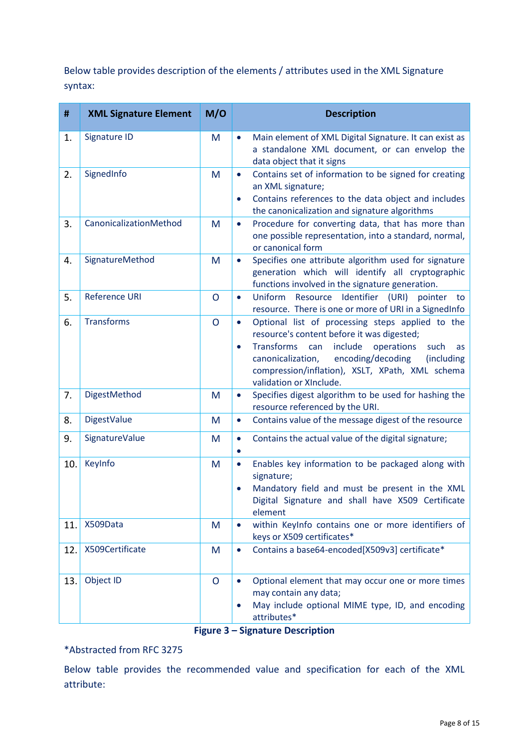Below table provides description of the elements / attributes used in the XML Signature syntax:

| # | XML Signature Element | M/O | Description |
|---|---|---|---|
| 1. | Signature ID | M | • Main element of XML Digital Signature. It can exist as a standalone XML document, or can envelop the data object that it signs |
| 2. | SignedInfo | M | • Contains set of information to be signed for creating an XML signature;<br>• Contains references to the data object and includes the canonicalization and signature algorithms |
| 3. | CanonicalizationMethod | M | • Procedure for converting data, that has more than one possible representation, into a standard, normal, or canonical form |
| 4. | SignatureMethod | M | • Specifies one attribute algorithm used for signature generation which will identify all cryptographic functions involved in the signature generation. |
| 5. | Reference URI | O | • Uniform Resource Identifier (URI) pointer to resource. There is one or more of URI in a SignedInfo |
| 6. | Transforms | O | • Optional list of processing steps applied to the resource's content before it was digested;<br>• Transforms can include operations such as canonicalization, encoding/decoding (including compression/inflation), XSLT, XPath, XML schema validation or XInclude. |
| 7. | DigestMethod | M | • Specifies digest algorithm to be used for hashing the resource referenced by the URI. |
| 8. | DigestValue | M | • Contains value of the message digest of the resource |
| 9. | SignatureValue | M | • Contains the actual value of the digital signature;<br>• |
| 10. | KeyInfo | M | • Enables key information to be packaged along with signature;<br>• Mandatory field and must be present in the XML Digital Signature and shall have X509 Certificate element |
| 11. | X509Data | M | • within KeyInfo contains one or more identifiers of keys or X509 certificates* |
| 12. | X509Certificate | M | • Contains a base64-encoded[X509v3] certificate* |
| 13. | Object ID | O | • Optional element that may occur one or more times may contain any data;<br>• May include optional MIME type, ID, and encoding attributes* |

**Figure 3 – Signature Description**

*Abstracted from RFC 3275

Below table provides the recommended value and specification for each of the XML attribute: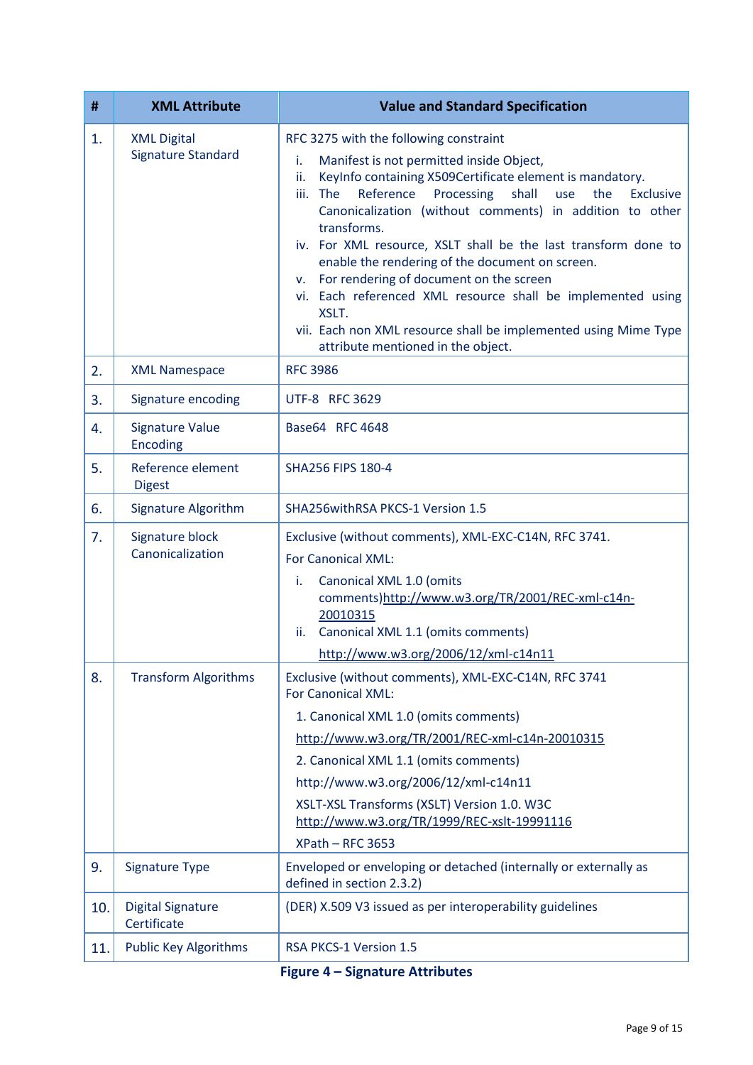| # | XML Attribute | Value and Standard Specification |
|---|---|---|
| 1. | XML Digital Signature Standard | RFC 3275 with the following constraint<br>i. Manifest is not permitted inside Object,<br>ii. KeyInfo containing X509Certificate element is mandatory.<br>iii. The Reference Processing shall use the Exclusive Canonicalization (without comments) in addition to other transforms.<br>iv. For XML resource, XSLT shall be the last transform done to enable the rendering of the document on screen.<br>v. For rendering of document on the screen<br>vi. Each referenced XML resource shall be implemented using XSLT.<br>vii. Each non XML resource shall be implemented using Mime Type attribute mentioned in the object. |
| 2. | XML Namespace | RFC 3986 |
| 3. | Signature encoding | UTF-8 RFC 3629 |
| 4. | Signature Value Encoding | Base64 RFC 4648 |
| 5. | Reference element Digest | SHA256 FIPS 180-4 |
| 6. | Signature Algorithm | SHA256withRSA PKCS-1 Version 1.5 |
| 7. | Signature block Canonicalization | Exclusive (without comments), XML-EXC-C14N, RFC 3741.<br>For Canonical XML:<br>i. Canonical XML 1.0 (omits comments)http://www.w3.org/TR/2001/REC-xml-c14n-20010315<br>ii. Canonical XML 1.1 (omits comments)<br>http://www.w3.org/2006/12/xml-c14n11 |
| 8. | Transform Algorithms | Exclusive (without comments), XML-EXC-C14N, RFC 3741<br>For Canonical XML:<br>1. Canonical XML 1.0 (omits comments)<br>http://www.w3.org/TR/2001/REC-xml-c14n-20010315<br>2. Canonical XML 1.1 (omits comments)<br>http://www.w3.org/2006/12/xml-c14n11<br>XSLT-XSL Transforms (XSLT) Version 1.0. W3C<br>http://www.w3.org/TR/1999/REC-xslt-19991116<br>XPath – RFC 3653 |
| 9. | Signature Type | Enveloped or enveloping or detached (internally or externally as defined in section 2.3.2) |
| 10. | Digital Signature Certificate | (DER) X.509 V3 issued as per interoperability guidelines |
| 11. | Public Key Algorithms | RSA PKCS-1 Version 1.5 |

**Figure 4 – Signature Attributes**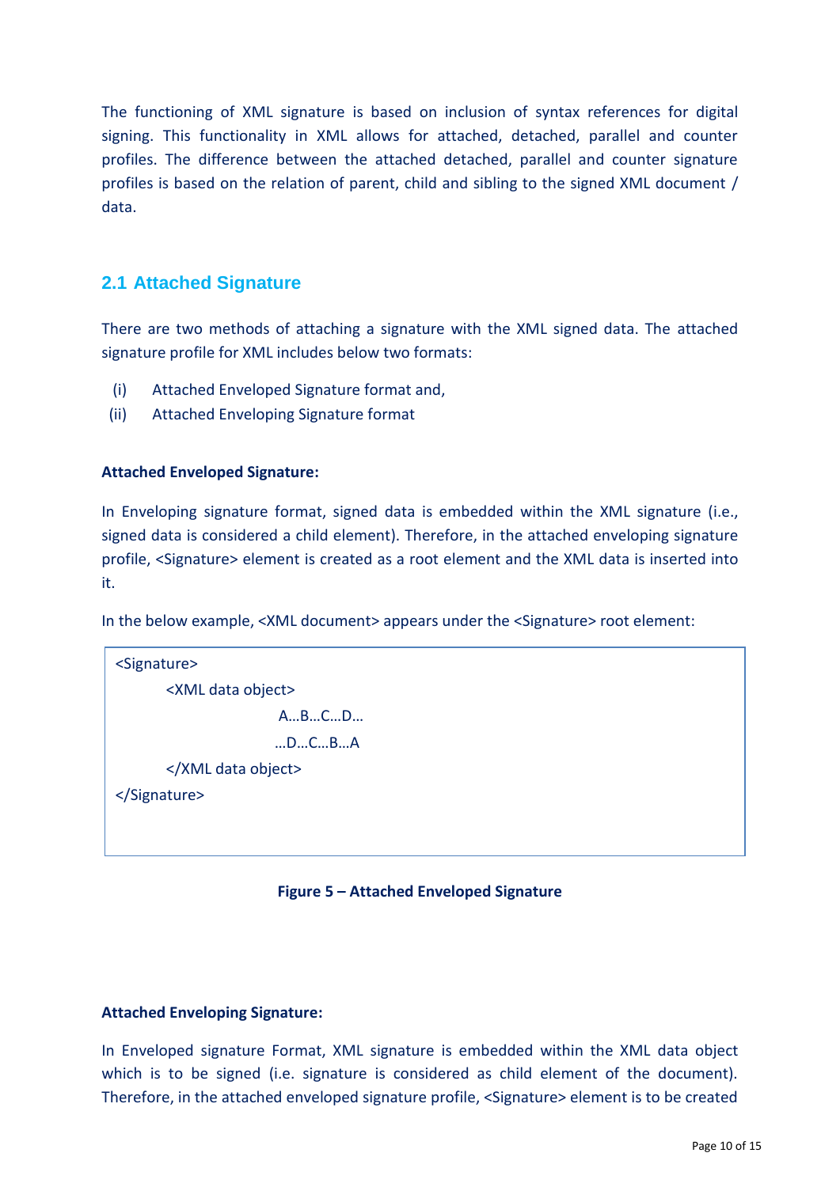The functioning of XML signature is based on inclusion of syntax references for digital signing. This functionality in XML allows for attached, detached, parallel and counter profiles. The difference between the attached detached, parallel and counter signature profiles is based on the relation of parent, child and sibling to the signed XML document / data.

## 2.1 Attached Signature

There are two methods of attaching a signature with the XML signed data. The attached signature profile for XML includes below two formats:

(i) Attached Enveloped Signature format and,

(ii) Attached Enveloping Signature format

**Attached Enveloped Signature:**

In Enveloping signature format, signed data is embedded within the XML signature (i.e., signed data is considered a child element). Therefore, in the attached enveloping signature profile, <Signature> element is created as a root element and the XML data is inserted into it.

In the below example, <XML document> appears under the <Signature> root element:

```
<Signature>
        <XML data object>
                        A…B…C…D…
                        …D…C…B…A
        </XML data object>
</Signature>
```

**Figure 5 – Attached Enveloped Signature**

**Attached Enveloping Signature:**

In Enveloped signature Format, XML signature is embedded within the XML data object which is to be signed (i.e. signature is considered as child element of the document). Therefore, in the attached enveloped signature profile, <Signature> element is to be created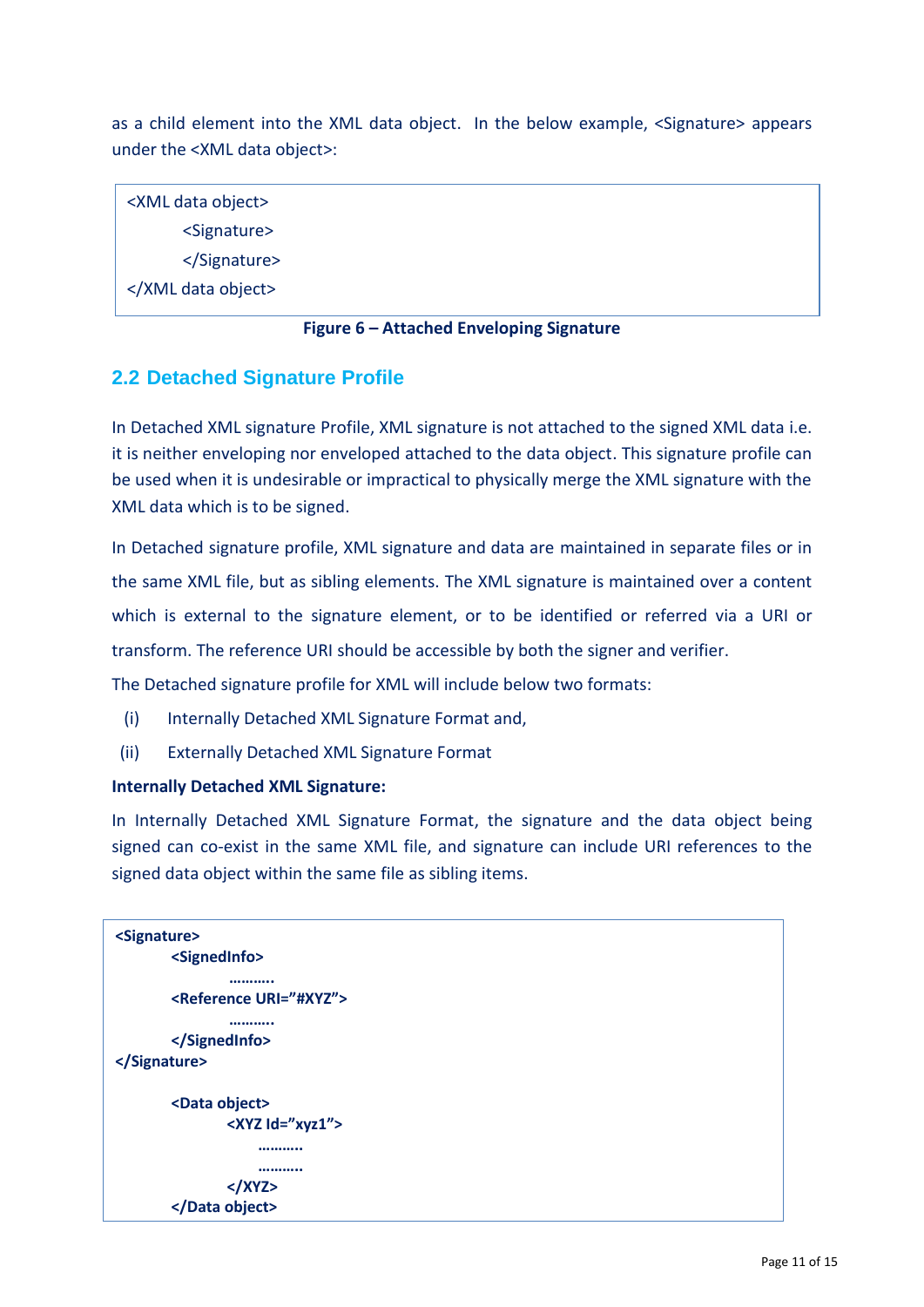as a child element into the XML data object. In the below example, <Signature> appears under the <XML data object>:

```
<XML data object>
        <Signature>
        </Signature>
</XML data object>
```

**Figure 6 – Attached Enveloping Signature**

## 2.2 Detached Signature Profile

In Detached XML signature Profile, XML signature is not attached to the signed XML data i.e. it is neither enveloping nor enveloped attached to the data object. This signature profile can be used when it is undesirable or impractical to physically merge the XML signature with the XML data which is to be signed.

In Detached signature profile, XML signature and data are maintained in separate files or in the same XML file, but as sibling elements. The XML signature is maintained over a content which is external to the signature element, or to be identified or referred via a URI or transform. The reference URI should be accessible by both the signer and verifier.

The Detached signature profile for XML will include below two formats:

(i) Internally Detached XML Signature Format and,

(ii) Externally Detached XML Signature Format

**Internally Detached XML Signature:**

In Internally Detached XML Signature Format, the signature and the data object being signed can co-exist in the same XML file, and signature can include URI references to the signed data object within the same file as sibling items.

```
<Signature>
        <SignedInfo>
                ……….
        <Reference URI="#XYZ">
                ……….
        </SignedInfo>
</Signature>

        <Data object>
                <XYZ Id="xyz1">
                        ……….
                        ……….
                </XYZ>
        </Data object>
```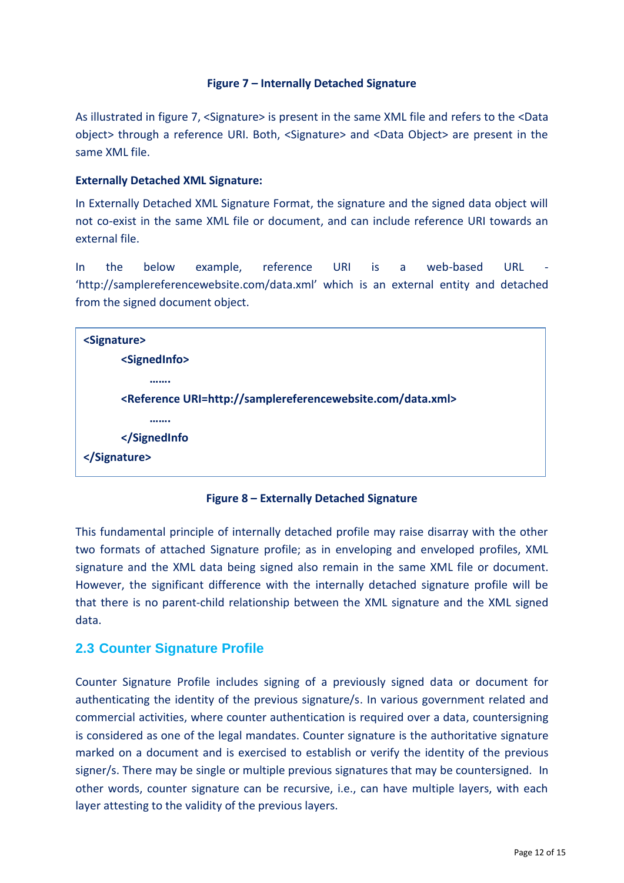**Figure 7 – Internally Detached Signature**

As illustrated in figure 7, <Signature> is present in the same XML file and refers to the <Data object> through a reference URI. Both, <Signature> and <Data Object> are present in the same XML file.

**Externally Detached XML Signature:**

In Externally Detached XML Signature Format, the signature and the signed data object will not co-exist in the same XML file or document, and can include reference URI towards an external file.

In the below example, reference URI is a web-based URL - 'http://samplereferencewebsite.com/data.xml' which is an external entity and detached from the signed document object.

```
<Signature>
        <SignedInfo>
                …….
        <Reference URI=http://samplereferencewebsite.com/data.xml>
                …….
        </SignedInfo
</Signature>
```

**Figure 8 – Externally Detached Signature**

This fundamental principle of internally detached profile may raise disarray with the other two formats of attached Signature profile; as in enveloping and enveloped profiles, XML signature and the XML data being signed also remain in the same XML file or document. However, the significant difference with the internally detached signature profile will be that there is no parent-child relationship between the XML signature and the XML signed data.

## 2.3 Counter Signature Profile

Counter Signature Profile includes signing of a previously signed data or document for authenticating the identity of the previous signature/s. In various government related and commercial activities, where counter authentication is required over a data, countersigning is considered as one of the legal mandates. Counter signature is the authoritative signature marked on a document and is exercised to establish or verify the identity of the previous signer/s. There may be single or multiple previous signatures that may be countersigned. In other words, counter signature can be recursive, i.e., can have multiple layers, with each layer attesting to the validity of the previous layers.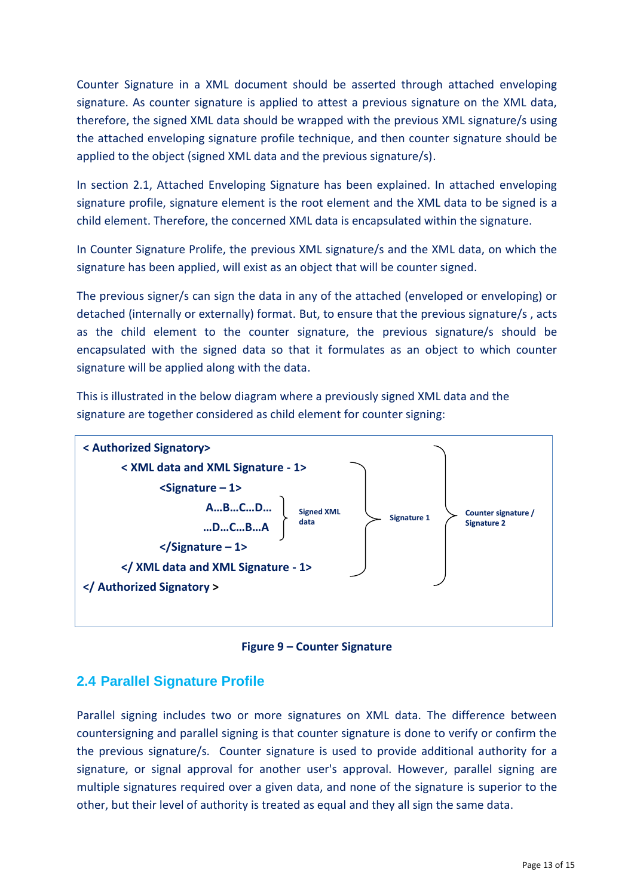Counter Signature in a XML document should be asserted through attached enveloping signature. As counter signature is applied to attest a previous signature on the XML data, therefore, the signed XML data should be wrapped with the previous XML signature/s using the attached enveloping signature profile technique, and then counter signature should be applied to the object (signed XML data and the previous signature/s).

In section 2.1, Attached Enveloping Signature has been explained. In attached enveloping signature profile, signature element is the root element and the XML data to be signed is a child element. Therefore, the concerned XML data is encapsulated within the signature.

In Counter Signature Prolife, the previous XML signature/s and the XML data, on which the signature has been applied, will exist as an object that will be counter signed.

The previous signer/s can sign the data in any of the attached (enveloped or enveloping) or detached (internally or externally) format. But, to ensure that the previous signature/s , acts as the child element to the counter signature, the previous signature/s should be encapsulated with the signed data so that it formulates as an object to which counter signature will be applied along with the data.

This is illustrated in the below diagram where a previously signed XML data and the signature are together considered as child element for counter signing:

```
< Authorized Signatory>
        < XML data and XML Signature - 1>
                <Signature – 1>
                        A…B…C…D…     } Signed XML      } Signature 1   } Counter signature /
                        …D…C…B…A     } data                            } Signature 2
                </Signature – 1>
        </ XML data and XML Signature - 1>
</ Authorized Signatory >
```

**Figure 9 – Counter Signature**

## 2.4 Parallel Signature Profile

Parallel signing includes two or more signatures on XML data. The difference between countersigning and parallel signing is that counter signature is done to verify or confirm the the previous signature/s. Counter signature is used to provide additional authority for a signature, or signal approval for another user's approval. However, parallel signing are multiple signatures required over a given data, and none of the signature is superior to the other, but their level of authority is treated as equal and they all sign the same data.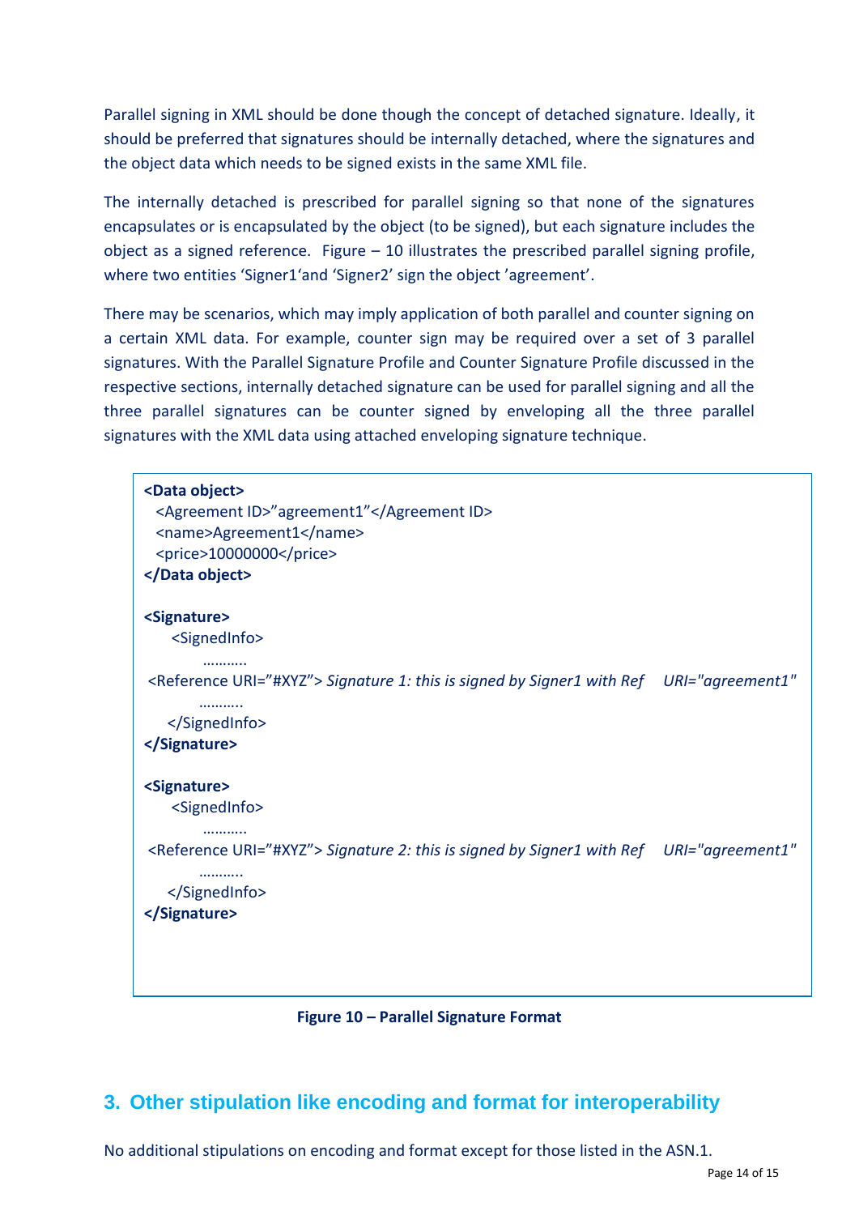Parallel signing in XML should be done though the concept of detached signature. Ideally, it should be preferred that signatures should be internally detached, where the signatures and the object data which needs to be signed exists in the same XML file.

The internally detached is prescribed for parallel signing so that none of the signatures encapsulates or is encapsulated by the object (to be signed), but each signature includes the object as a signed reference.  Figure – 10 illustrates the prescribed parallel signing profile, where two entities 'Signer1'and 'Signer2' sign the object 'agreement'.

There may be scenarios, which may imply application of both parallel and counter signing on a certain XML data. For example, counter sign may be required over a set of 3 parallel signatures. With the Parallel Signature Profile and Counter Signature Profile discussed in the respective sections, internally detached signature can be used for parallel signing and all the three parallel signatures can be counter signed by enveloping all the three parallel signatures with the XML data using attached enveloping signature technique.

```
<Data object>
  <Agreement ID>"agreement1"</Agreement ID>
  <name>Agreement1</name>
  <price>10000000</price>
</Data object>

<Signature>
     <SignedInfo>
          ..........
 <Reference URI="#XYZ"> Signature 1: this is signed by Signer1 with Ref    URI="agreement1"
          ..........
    </SignedInfo>
</Signature>

<Signature>
     <SignedInfo>
          ..........
 <Reference URI="#XYZ"> Signature 2: this is signed by Signer1 with Ref    URI="agreement1"
          ..........
    </SignedInfo>
</Signature>
```

**Figure 10 – Parallel Signature Format**

## 3. Other stipulation like encoding and format for interoperability

No additional stipulations on encoding and format except for those listed in the ASN.1.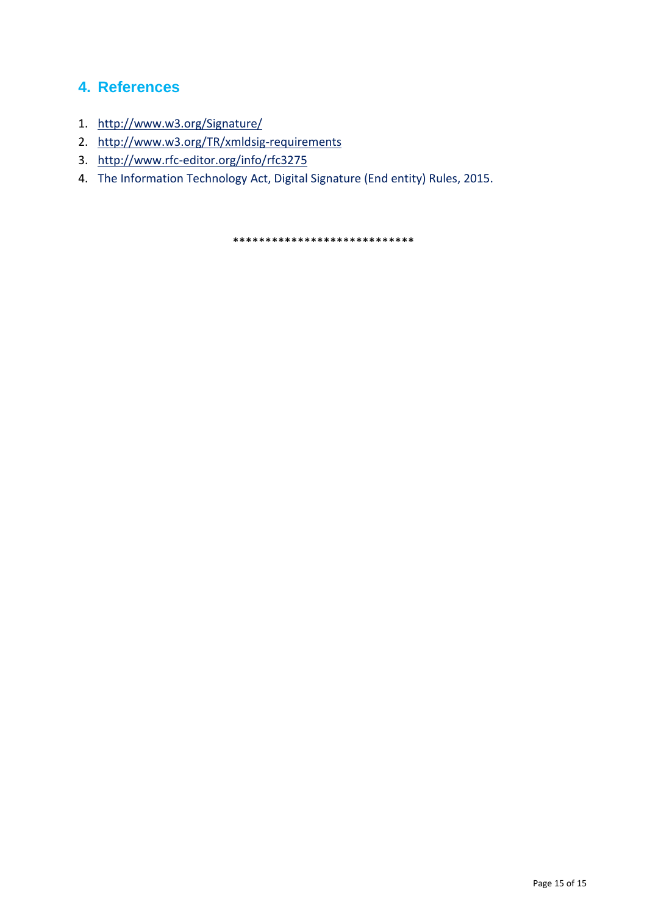## 4. References

1. http://www.w3.org/Signature/
2. http://www.w3.org/TR/xmldsig-requirements
3. http://www.rfc-editor.org/info/rfc3275
4. The Information Technology Act, Digital Signature (End entity) Rules, 2015.

***************************